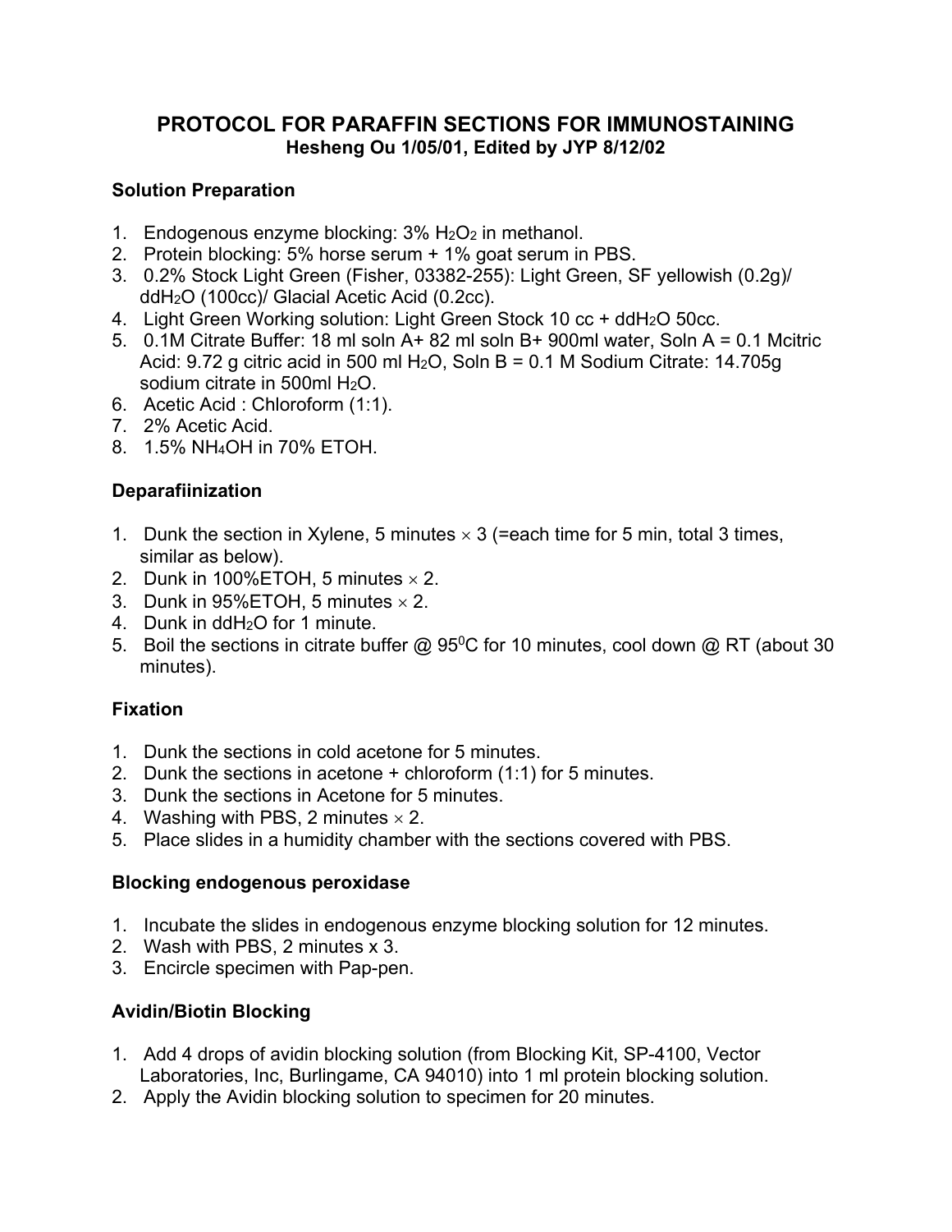# PROTOCOL FOR PARAFFIN SECTIONS FOR IMMUNOSTAINING

**Hesheng Ou 1/05/01, Edited by JYP 8/12/02**

## Solution Preparation

1. Endogenous enzyme blocking: 3% $H_2O_2$ in methanol.
2. Protein blocking: 5% horse serum + 1% goat serum in PBS.
3. 0.2% Stock Light Green (Fisher, 03382-255): Light Green, SF yellowish (0.2g)/ dd$H_2O$ (100cc)/ Glacial Acetic Acid (0.2cc).
4. Light Green Working solution: Light Green Stock 10 cc + dd$H_2O$ 50cc.
5. 0.1M Citrate Buffer: 18 ml soln A+ 82 ml soln B+ 900ml water, Soln A = 0.1 Mcitric Acid: 9.72 g citric acid in 500 ml $H_2O$, Soln B = 0.1 M Sodium Citrate: 14.705g sodium citrate in 500ml $H_2O$.
6. Acetic Acid : Chloroform (1:1).
7. 2% Acetic Acid.
8. 1.5% $NH_4OH$ in 70% ETOH.

## Deparafiinization

1. Dunk the section in Xylene, 5 minutes × 3 (=each time for 5 min, total 3 times, similar as below).
2. Dunk in 100%ETOH, 5 minutes × 2.
3. Dunk in 95%ETOH, 5 minutes × 2.
4. Dunk in dd$H_2O$ for 1 minute.
5. Boil the sections in citrate buffer @ $95^0$C for 10 minutes, cool down @ RT (about 30 minutes).

## Fixation

1. Dunk the sections in cold acetone for 5 minutes.
2. Dunk the sections in acetone + chloroform (1:1) for 5 minutes.
3. Dunk the sections in Acetone for 5 minutes.
4. Washing with PBS, 2 minutes × 2.
5. Place slides in a humidity chamber with the sections covered with PBS.

## Blocking endogenous peroxidase

1. Incubate the slides in endogenous enzyme blocking solution for 12 minutes.
2. Wash with PBS, 2 minutes x 3.
3. Encircle specimen with Pap-pen.

## Avidin/Biotin Blocking

1. Add 4 drops of avidin blocking solution (from Blocking Kit, SP-4100, Vector Laboratories, Inc, Burlingame, CA 94010) into 1 ml protein blocking solution.
2. Apply the Avidin blocking solution to specimen for 20 minutes.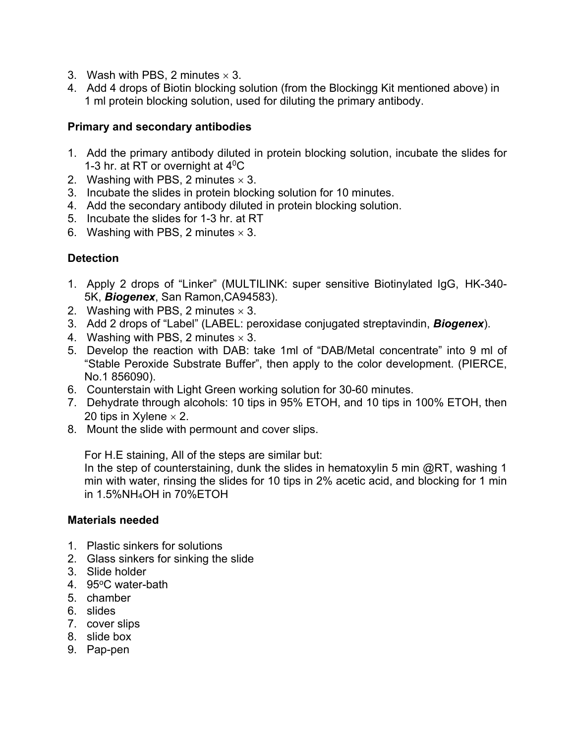3. Wash with PBS, 2 minutes × 3.
4. Add 4 drops of Biotin blocking solution (from the Blockingg Kit mentioned above) in 1 ml protein blocking solution, used for diluting the primary antibody.

**Primary and secondary antibodies**

1. Add the primary antibody diluted in protein blocking solution, incubate the slides for 1-3 hr. at RT or overnight at $4^0$C
2. Washing with PBS, 2 minutes × 3.
3. Incubate the slides in protein blocking solution for 10 minutes.
4. Add the secondary antibody diluted in protein blocking solution.
5. Incubate the slides for 1-3 hr. at RT
6. Washing with PBS, 2 minutes × 3.

**Detection**

1. Apply 2 drops of "Linker" (MULTILINK: super sensitive Biotinylated IgG, HK-340-5K, ***Biogenex***, San Ramon,CA94583).
2. Washing with PBS, 2 minutes × 3.
3. Add 2 drops of "Label" (LABEL: peroxidase conjugated streptavindin, ***Biogenex***).
4. Washing with PBS, 2 minutes × 3.
5. Develop the reaction with DAB: take 1ml of "DAB/Metal concentrate" into 9 ml of "Stable Peroxide Substrate Buffer", then apply to the color development. (PIERCE, No.1 856090).
6. Counterstain with Light Green working solution for 30-60 minutes.
7. Dehydrate through alcohols: 10 tips in 95% ETOH, and 10 tips in 100% ETOH, then 20 tips in Xylene × 2.
8. Mount the slide with permount and cover slips.

   For H.E staining, All of the steps are similar but:
   In the step of counterstaining, dunk the slides in hematoxylin 5 min @RT, washing 1 min with water, rinsing the slides for 10 tips in 2% acetic acid, and blocking for 1 min in 1.5%$NH_4OH$ in 70%ETOH

**Materials needed**

1. Plastic sinkers for solutions
2. Glass sinkers for sinking the slide
3. Slide holder
4. 95°C water-bath
5. chamber
6. slides
7. cover slips
8. slide box
9. Pap-pen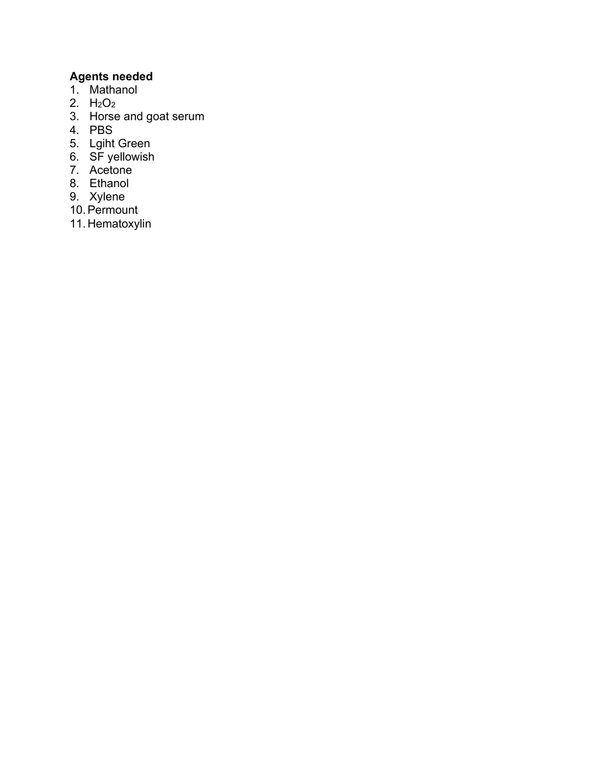**Agents needed**

1. Mathanol
2. $H_2O_2$
3. Horse and goat serum
4. PBS
5. Lgiht Green
6. SF yellowish
7. Acetone
8. Ethanol
9. Xylene
10. Permount
11. Hematoxylin